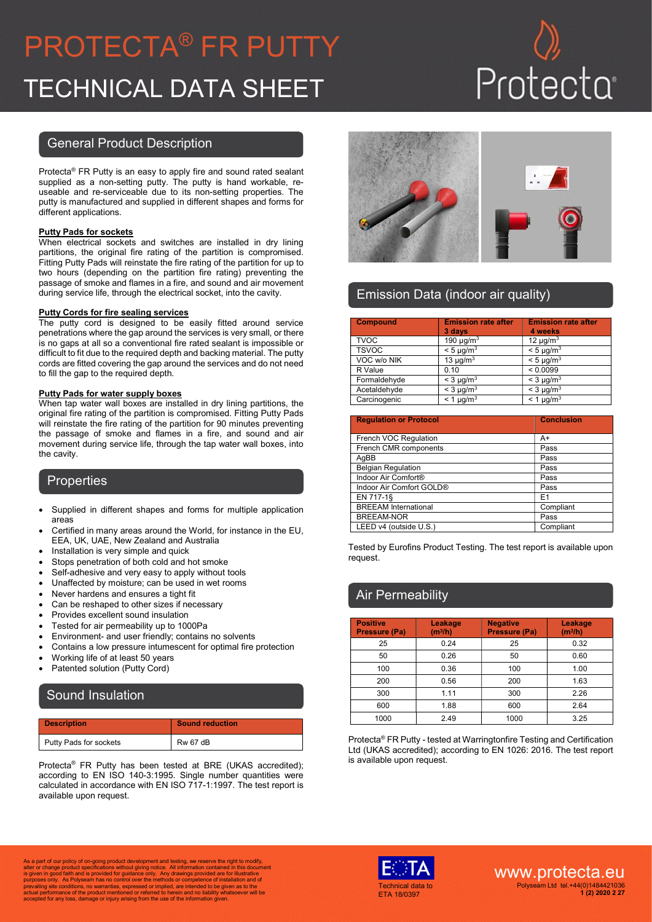# PROTECTA® FR PUTTY

# TECHNICAL DATA SHEET

## General Product Description

Protecta® FR Putty is an easy to apply fire and sound rated sealant supplied as a non-setting putty. The putty is hand workable, re-useable and re-serviceable due to its non-setting properties. The putty is manufactured and supplied in different shapes and forms for different applications.

**Putty Pads for sockets**

When electrical sockets and switches are installed in dry lining partitions, the original fire rating of the partition is compromised. Fitting Putty Pads will reinstate the fire rating of the partition for up to two hours (depending on the partition fire rating) preventing the passage of smoke and flames in a fire, and sound and air movement during service life, through the electrical socket, into the cavity.

**Putty Cords for fire sealing services**

The putty cord is designed to be easily fitted around service penetrations where the gap around the services is very small, or there is no gaps at all so a conventional fire rated sealant is impossible or difficult to fit due to the required depth and backing material. The putty cords are fitted covering the gap around the services and do not need to fill the gap to the required depth.

**Putty Pads for water supply boxes**

When tap water wall boxes are installed in dry lining partitions, the original fire rating of the partition is compromised. Fitting Putty Pads will reinstate the fire rating of the partition for 90 minutes preventing the passage of smoke and flames in a fire, and sound and air movement during service life, through the tap water wall boxes, into the cavity.

## Properties

- Supplied in different shapes and forms for multiple application areas
- Certified in many areas around the World, for instance in the EU, EEA, UK, UAE, New Zealand and Australia
- Installation is very simple and quick
- Stops penetration of both cold and hot smoke
- Self-adhesive and very easy to apply without tools
- Unaffected by moisture; can be used in wet rooms
- Never hardens and ensures a tight fit
- Can be reshaped to other sizes if necessary
- Provides excellent sound insulation
- Tested for air permeability up to 1000Pa
- Environment- and user friendly; contains no solvents
- Contains a low pressure intumescent for optimal fire protection
- Working life of at least 50 years
- Patented solution (Putty Cord)

## Sound Insulation

| Description | Sound reduction |
|---|---|
| Putty Pads for sockets | Rw 67 dB |

Protecta® FR Putty has been tested at BRE (UKAS accredited); according to EN ISO 140-3:1995. Single number quantities were calculated in accordance with EN ISO 717-1:1997. The test report is available upon request.

## Emission Data (indoor air quality)

| Compound | Emission rate after 3 days | Emission rate after 4 weeks |
|---|---|---|
| TVOC | 190 µg/m³ | 12 µg/m³ |
| TSVOC | < 5 µg/m³ | < 5 µg/m³ |
| VOC w/o NIK | 13 µg/m³ | < 5 µg/m³ |
| R Value | 0.10 | < 0.0099 |
| Formaldehyde | < 3 µg/m³ | < 3 µg/m³ |
| Acetaldehyde | < 3 µg/m³ | < 3 µg/m³ |
| Carcinogenic | < 1 µg/m³ | < 1 µg/m³ |

| Regulation or Protocol | Conclusion |
|---|---|
| French VOC Regulation | A+ |
| French CMR components | Pass |
| AgBB | Pass |
| Belgian Regulation | Pass |
| Indoor Air Comfort® | Pass |
| Indoor Air Comfort GOLD® | Pass |
| EN 717-1§ | E1 |
| BREEAM International | Compliant |
| BREEAM-NOR | Pass |
| LEED v4 (outside U.S.) | Compliant |

Tested by Eurofins Product Testing. The test report is available upon request.

## Air Permeability

| Positive Pressure (Pa) | Leakage (m³/h) | Negative Pressure (Pa) | Leakage (m³/h) |
|---|---|---|---|
| 25 | 0.24 | 25 | 0.32 |
| 50 | 0.26 | 50 | 0.60 |
| 100 | 0.36 | 100 | 1.00 |
| 200 | 0.56 | 200 | 1.63 |
| 300 | 1.11 | 300 | 2.26 |
| 600 | 1.88 | 600 | 2.64 |
| 1000 | 2.49 | 1000 | 3.25 |

Protecta® FR Putty - tested at Warringtonfire Testing and Certification Ltd (UKAS accredited); according to EN 1026: 2016. The test report is available upon request.

As a part of our policy of on-going product development and testing, we reserve the right to modify, alter or change product specifications without giving notice. All information contained in this document is given in good faith and is provided for guidance only. Any drawings provided are for illustrative purposes only. As Polyseam has no control over the methods or competence of installation and of prevailing site conditions, no warranties, expressed or implied, are intended to be given as to the actual performance of the product mentioned or referred to herein and no liability whatsoever will be accepted for any loss, damage or injury arising from the use of the information given.

Technical data to ETA 18/0397

www.protecta.eu

Polyseam Ltd tel.+44(0)1484421036

**1 (2) 2020 2 27**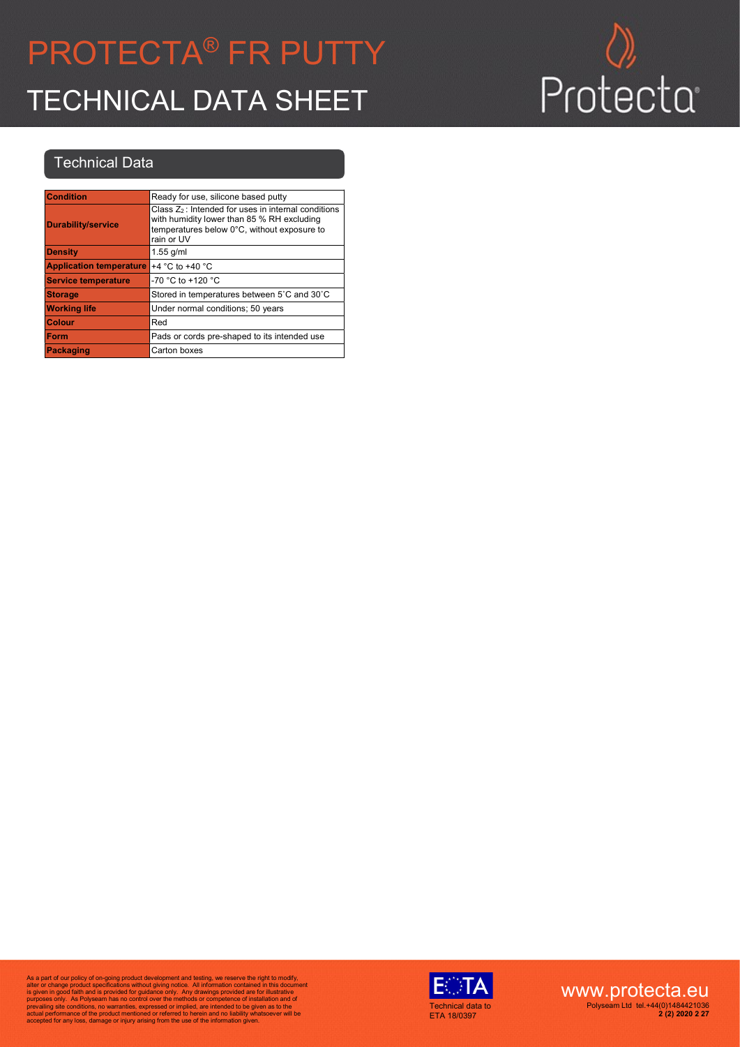# PROTECTA® FR PUTTY

# TECHNICAL DATA SHEET

## Technical Data

| | |
|---|---|
| **Condition** | Ready for use, silicone based putty |
| **Durability/service** | Class $Z_2$ : Intended for uses in internal conditions with humidity lower than 85 % RH excluding temperatures below 0°C, without exposure to rain or UV |
| **Density** | 1.55 g/ml |
| **Application temperature** | +4 °C to +40 °C |
| **Service temperature** | -70 °C to +120 °C |
| **Storage** | Stored in temperatures between 5˚C and 30˚C |
| **Working life** | Under normal conditions; 50 years |
| **Colour** | Red |
| **Form** | Pads or cords pre-shaped to its intended use |
| **Packaging** | Carton boxes |

As a part of our policy of on-going product development and testing, we reserve the right to modify, alter or change product specifications without giving notice. All information contained in this document is given in good faith and is provided for guidance only. Any drawings provided are for illustrative purposes only. As Polyseam has no control over the methods or competence of installation and of prevailing site conditions, no warranties, expressed or implied, are intended to be given as to the actual performance of the product mentioned or referred to herein and no liability whatsoever will be accepted for any loss, damage or injury arising from the use of the information given.

Technical data to ETA 18/0397

www.protecta.eu

Polyseam Ltd tel.+44(0)1484421036

**2 (2) 2020 2 27**